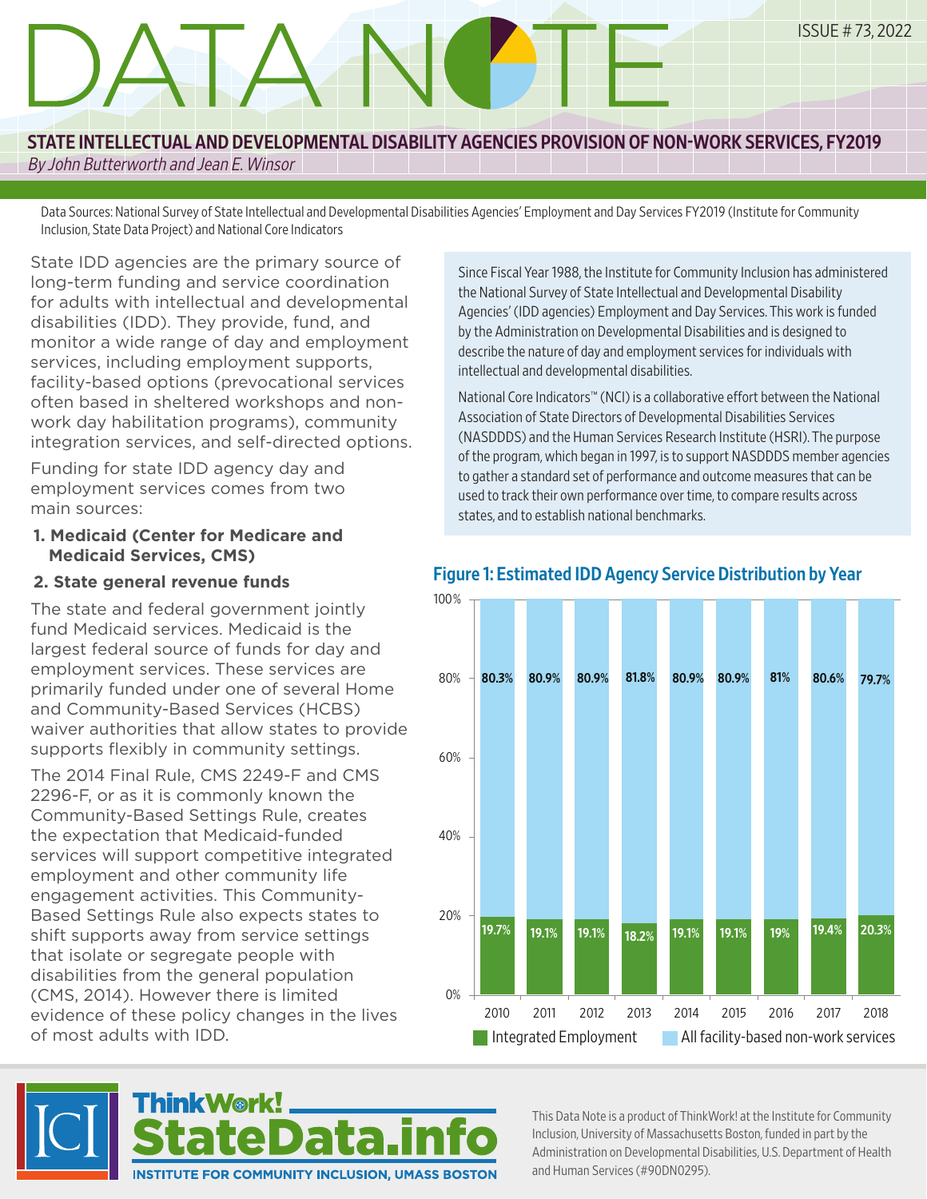# DATA NOTE

ISSUE # 73, 2022

## STATE INTELLECTUAL AND DEVELOPMENTAL DISABILITY AGENCIES PROVISION OF NON-WORK SERVICES, FY2019

*By John Butterworth and Jean E. Winsor*

Data Sources: National Survey of State Intellectual and Developmental Disabilities Agencies' Employment and Day Services FY2019 (Institute for Community Inclusion, State Data Project) and National Core Indicators

State IDD agencies are the primary source of long-term funding and service coordination for adults with intellectual and developmental disabilities (IDD). They provide, fund, and monitor a wide range of day and employment services, including employment supports, facility-based options (prevocational services often based in sheltered workshops and non-work day habilitation programs), community integration services, and self-directed options.

Funding for state IDD agency day and employment services comes from two main sources:

1. **Medicaid (Center for Medicare and Medicaid Services, CMS)**
2. **State general revenue funds**

The state and federal government jointly fund Medicaid services. Medicaid is the largest federal source of funds for day and employment services. These services are primarily funded under one of several Home and Community-Based Services (HCBS) waiver authorities that allow states to provide supports flexibly in community settings.

The 2014 Final Rule, CMS 2249-F and CMS 2296-F, or as it is commonly known the Community-Based Settings Rule, creates the expectation that Medicaid-funded services will support competitive integrated employment and other community life engagement activities. This Community-Based Settings Rule also expects states to shift supports away from service settings that isolate or segregate people with disabilities from the general population (CMS, 2014). However there is limited evidence of these policy changes in the lives of most adults with IDD.

Since Fiscal Year 1988, the Institute for Community Inclusion has administered the National Survey of State Intellectual and Developmental Disability Agencies' (IDD agencies) Employment and Day Services. This work is funded by the Administration on Developmental Disabilities and is designed to describe the nature of day and employment services for individuals with intellectual and developmental disabilities.

National Core Indicators™ (NCI) is a collaborative effort between the National Association of State Directors of Developmental Disabilities Services (NASDDDS) and the Human Services Research Institute (HSRI). The purpose of the program, which began in 1997, is to support NASDDDS member agencies to gather a standard set of performance and outcome measures that can be used to track their own performance over time, to compare results across states, and to establish national benchmarks.

### Figure 1: Estimated IDD Agency Service Distribution by Year

| Year | Integrated Employment | All facility-based non-work services |
|---|---|---|
| 2010 | 19.7% | 80.3% |
| 2011 | 19.1% | 80.9% |
| 2012 | 19.1% | 80.9% |
| 2013 | 18.2% | 81.8% |
| 2014 | 19.1% | 80.9% |
| 2015 | 19.1% | 80.9% |
| 2016 | 19% | 81% |
| 2017 | 19.4% | 80.6% |
| 2018 | 20.3% | 79.7% |

ThinkWork! StateData.info — INSTITUTE FOR COMMUNITY INCLUSION, UMASS BOSTON

This Data Note is a product of ThinkWork! at the Institute for Community Inclusion, University of Massachusetts Boston, funded in part by the Administration on Developmental Disabilities, U.S. Department of Health and Human Services (#90DN0295).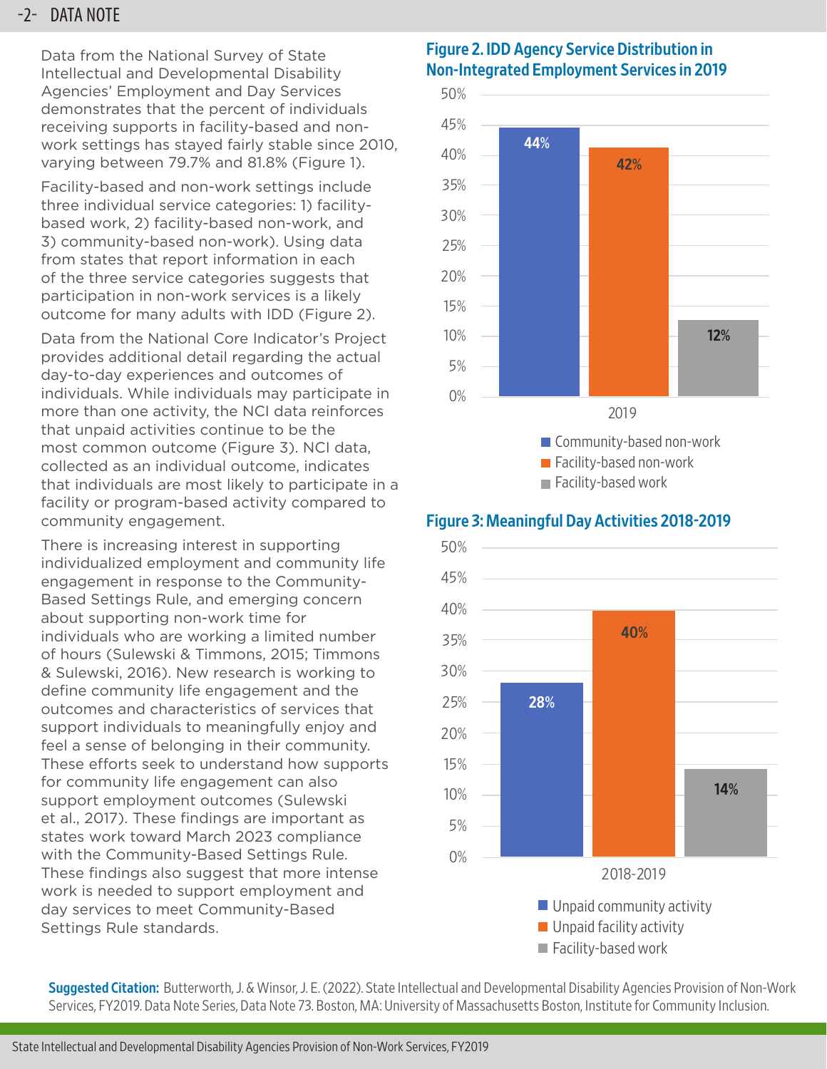Data from the National Survey of State Intellectual and Developmental Disability Agencies' Employment and Day Services demonstrates that the percent of individuals receiving supports in facility-based and non-work settings has stayed fairly stable since 2010, varying between 79.7% and 81.8% (Figure 1).

Facility-based and non-work settings include three individual service categories: 1) facility-based work, 2) facility-based non-work, and 3) community-based non-work). Using data from states that report information in each of the three service categories suggests that participation in non-work services is a likely outcome for many adults with IDD (Figure 2).

Data from the National Core Indicator's Project provides additional detail regarding the actual day-to-day experiences and outcomes of individuals. While individuals may participate in more than one activity, the NCI data reinforces that unpaid activities continue to be the most common outcome (Figure 3). NCI data, collected as an individual outcome, indicates that individuals are most likely to participate in a facility or program-based activity compared to community engagement.

There is increasing interest in supporting individualized employment and community life engagement in response to the Community-Based Settings Rule, and emerging concern about supporting non-work time for individuals who are working a limited number of hours (Sulewski & Timmons, 2015; Timmons & Sulewski, 2016). New research is working to define community life engagement and the outcomes and characteristics of services that support individuals to meaningfully enjoy and feel a sense of belonging in their community. These efforts seek to understand how supports for community life engagement can also support employment outcomes (Sulewski et al., 2017). These findings are important as states work toward March 2023 compliance with the Community-Based Settings Rule. These findings also suggest that more intense work is needed to support employment and day services to meet Community-Based Settings Rule standards.

## Figure 2. IDD Agency Service Distribution in Non-Integrated Employment Services in 2019

50%
45%
40%
35%
30%
25%
20%
15%
10%
5%
0%

44%
42%
12%

2019

- Community-based non-work
- Facility-based non-work
- Facility-based work

## Figure 3: Meaningful Day Activities 2018-2019

50%
45%
40%
35%
30%
25%
20%
15%
10%
5%
0%

28%
40%
14%

2018-2019

- Unpaid community activity
- Unpaid facility activity
- Facility-based work

**Suggested Citation:** Butterworth, J. & Winsor, J. E. (2022). State Intellectual and Developmental Disability Agencies Provision of Non-Work Services, FY2019. Data Note Series, Data Note 73. Boston, MA: University of Massachusetts Boston, Institute for Community Inclusion.